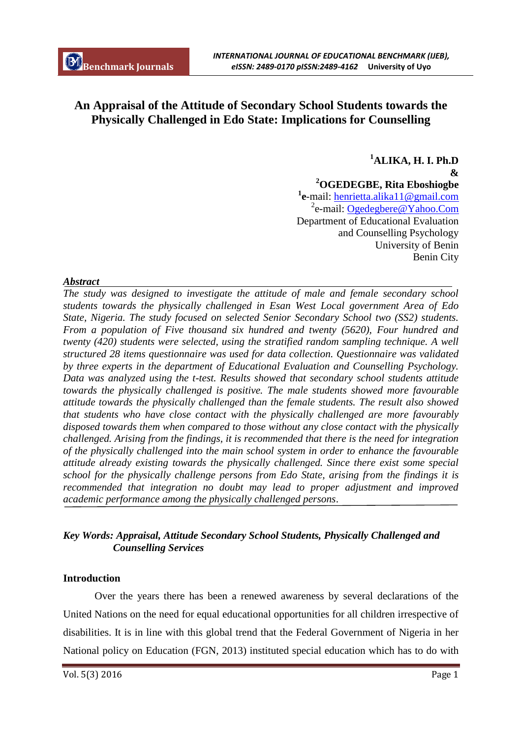# An Appraisal of the Attitude of Secondary School Students towards the Physically Challenged in Edo State: Implications for Counselling

**[1]ALIKA, H. I. Ph.D**
**&**
**[2]OGEDEGBE, Rita Eboshiogbe**

[1]e-mail: henrietta.alika11@gmail.com
[2]e-mail: Ogedegbere@Yahoo.Com
Department of Educational Evaluation and Counselling Psychology
University of Benin
Benin City

***Abstract***

*The study was designed to investigate the attitude of male and female secondary school students towards the physically challenged in Esan West Local government Area of Edo State, Nigeria. The study focused on selected Senior Secondary School two (SS2) students. From a population of Five thousand six hundred and twenty (5620), Four hundred and twenty (420) students were selected, using the stratified random sampling technique. A well structured 28 items questionnaire was used for data collection. Questionnaire was validated by three experts in the department of Educational Evaluation and Counselling Psychology. Data was analyzed using the t-test. Results showed that secondary school students attitude towards the physically challenged is positive. The male students showed more favourable attitude towards the physically challenged than the female students. The result also showed that students who have close contact with the physically challenged are more favourably disposed towards them when compared to those without any close contact with the physically challenged. Arising from the findings, it is recommended that there is the need for integration of the physically challenged into the main school system in order to enhance the favourable attitude already existing towards the physically challenged. Since there exist some special school for the physically challenge persons from Edo State, arising from the findings it is recommended that integration no doubt may lead to proper adjustment and improved academic performance among the physically challenged persons.*

***Key Words: Appraisal, Attitude Secondary School Students, Physically Challenged and Counselling Services***

## Introduction

Over the years there has been a renewed awareness by several declarations of the United Nations on the need for equal educational opportunities for all children irrespective of disabilities. It is in line with this global trend that the Federal Government of Nigeria in her National policy on Education (FGN, 2013) instituted special education which has to do with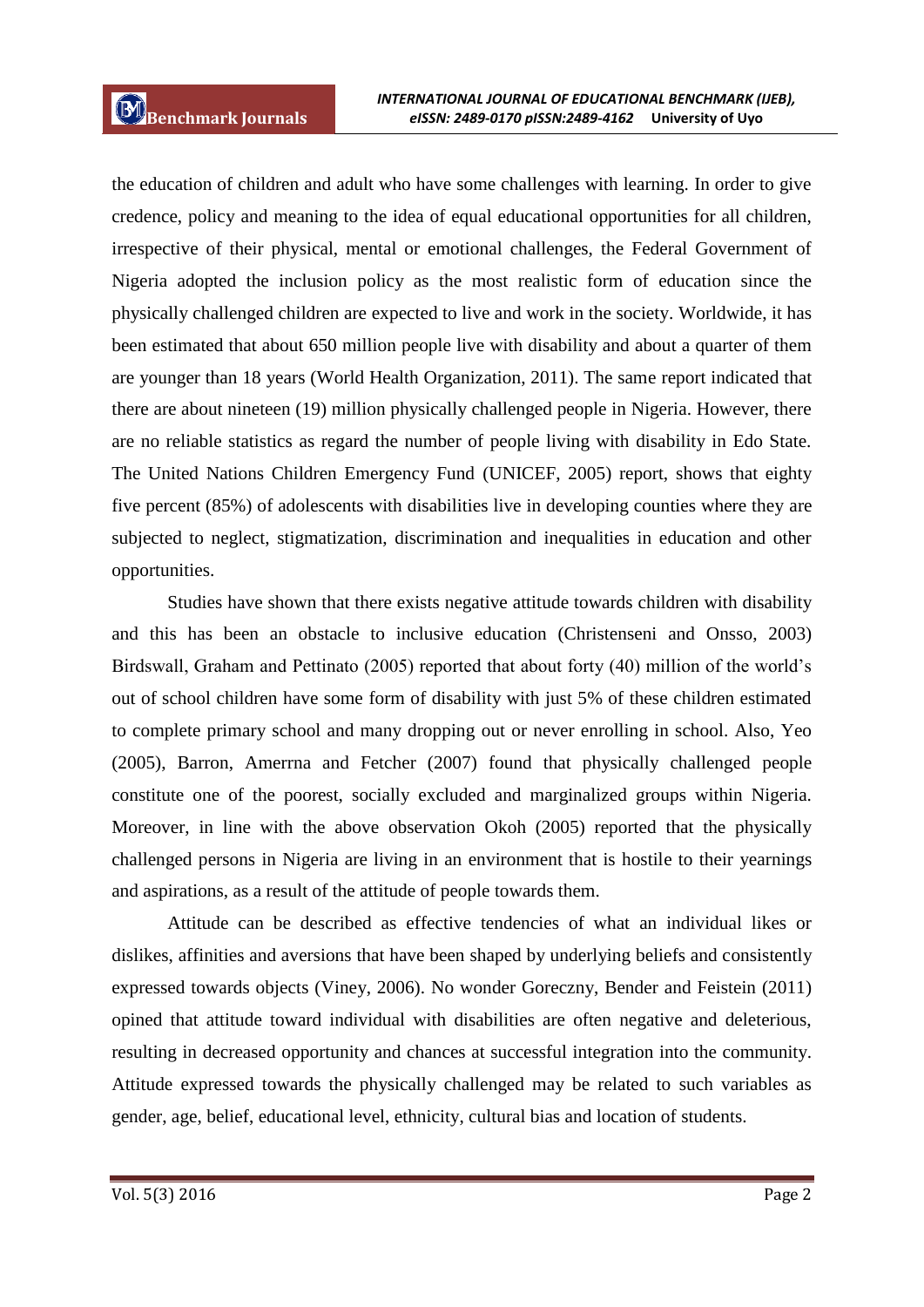the education of children and adult who have some challenges with learning. In order to give credence, policy and meaning to the idea of equal educational opportunities for all children, irrespective of their physical, mental or emotional challenges, the Federal Government of Nigeria adopted the inclusion policy as the most realistic form of education since the physically challenged children are expected to live and work in the society. Worldwide, it has been estimated that about 650 million people live with disability and about a quarter of them are younger than 18 years (World Health Organization, 2011). The same report indicated that there are about nineteen (19) million physically challenged people in Nigeria. However, there are no reliable statistics as regard the number of people living with disability in Edo State. The United Nations Children Emergency Fund (UNICEF, 2005) report, shows that eighty five percent (85%) of adolescents with disabilities live in developing counties where they are subjected to neglect, stigmatization, discrimination and inequalities in education and other opportunities.

Studies have shown that there exists negative attitude towards children with disability and this has been an obstacle to inclusive education (Christenseni and Onsso, 2003) Birdswall, Graham and Pettinato (2005) reported that about forty (40) million of the world's out of school children have some form of disability with just 5% of these children estimated to complete primary school and many dropping out or never enrolling in school. Also, Yeo (2005), Barron, Amerrna and Fetcher (2007) found that physically challenged people constitute one of the poorest, socially excluded and marginalized groups within Nigeria. Moreover, in line with the above observation Okoh (2005) reported that the physically challenged persons in Nigeria are living in an environment that is hostile to their yearnings and aspirations, as a result of the attitude of people towards them.

Attitude can be described as effective tendencies of what an individual likes or dislikes, affinities and aversions that have been shaped by underlying beliefs and consistently expressed towards objects (Viney, 2006). No wonder Goreczny, Bender and Feistein (2011) opined that attitude toward individual with disabilities are often negative and deleterious, resulting in decreased opportunity and chances at successful integration into the community. Attitude expressed towards the physically challenged may be related to such variables as gender, age, belief, educational level, ethnicity, cultural bias and location of students.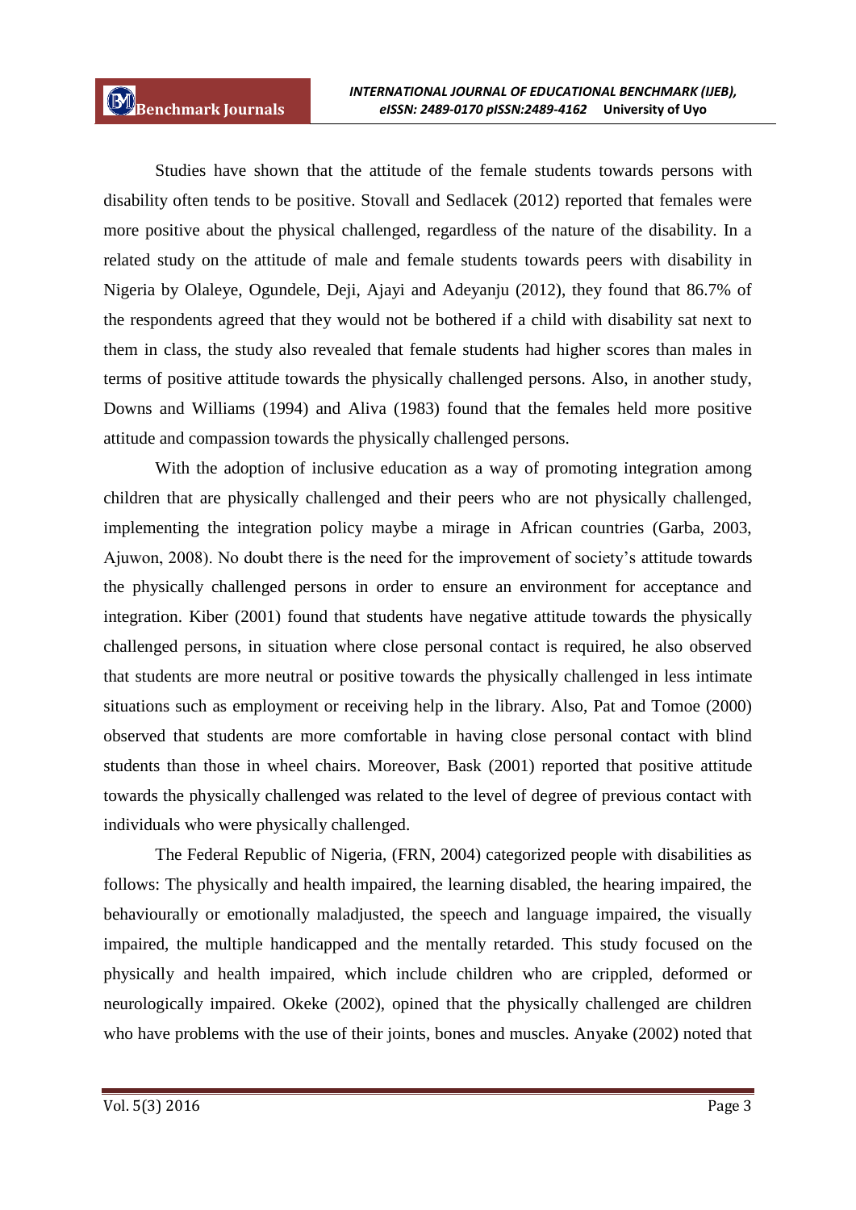Studies have shown that the attitude of the female students towards persons with disability often tends to be positive. Stovall and Sedlacek (2012) reported that females were more positive about the physical challenged, regardless of the nature of the disability. In a related study on the attitude of male and female students towards peers with disability in Nigeria by Olaleye, Ogundele, Deji, Ajayi and Adeyanju (2012), they found that 86.7% of the respondents agreed that they would not be bothered if a child with disability sat next to them in class, the study also revealed that female students had higher scores than males in terms of positive attitude towards the physically challenged persons. Also, in another study, Downs and Williams (1994) and Aliva (1983) found that the females held more positive attitude and compassion towards the physically challenged persons.

With the adoption of inclusive education as a way of promoting integration among children that are physically challenged and their peers who are not physically challenged, implementing the integration policy maybe a mirage in African countries (Garba, 2003, Ajuwon, 2008). No doubt there is the need for the improvement of society's attitude towards the physically challenged persons in order to ensure an environment for acceptance and integration. Kiber (2001) found that students have negative attitude towards the physically challenged persons, in situation where close personal contact is required, he also observed that students are more neutral or positive towards the physically challenged in less intimate situations such as employment or receiving help in the library. Also, Pat and Tomoe (2000) observed that students are more comfortable in having close personal contact with blind students than those in wheel chairs. Moreover, Bask (2001) reported that positive attitude towards the physically challenged was related to the level of degree of previous contact with individuals who were physically challenged.

The Federal Republic of Nigeria, (FRN, 2004) categorized people with disabilities as follows: The physically and health impaired, the learning disabled, the hearing impaired, the behaviourally or emotionally maladjusted, the speech and language impaired, the visually impaired, the multiple handicapped and the mentally retarded. This study focused on the physically and health impaired, which include children who are crippled, deformed or neurologically impaired. Okeke (2002), opined that the physically challenged are children who have problems with the use of their joints, bones and muscles. Anyake (2002) noted that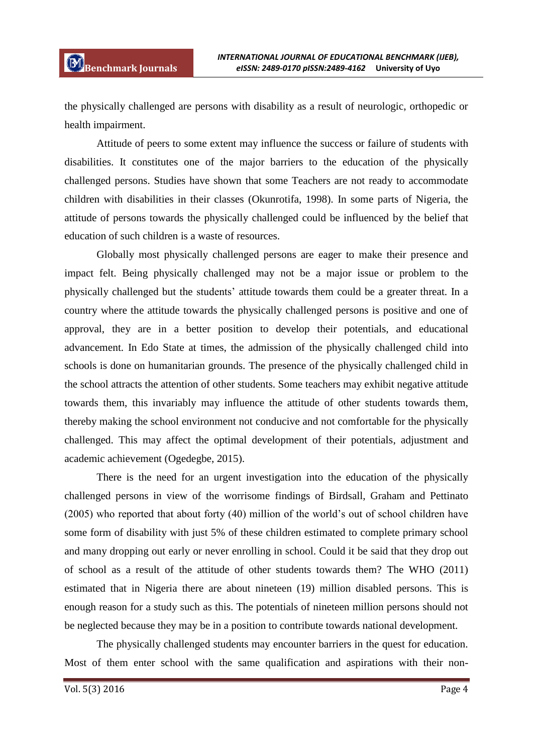the physically challenged are persons with disability as a result of neurologic, orthopedic or health impairment.

Attitude of peers to some extent may influence the success or failure of students with disabilities. It constitutes one of the major barriers to the education of the physically challenged persons. Studies have shown that some Teachers are not ready to accommodate children with disabilities in their classes (Okunrotifa, 1998). In some parts of Nigeria, the attitude of persons towards the physically challenged could be influenced by the belief that education of such children is a waste of resources.

Globally most physically challenged persons are eager to make their presence and impact felt. Being physically challenged may not be a major issue or problem to the physically challenged but the students' attitude towards them could be a greater threat. In a country where the attitude towards the physically challenged persons is positive and one of approval, they are in a better position to develop their potentials, and educational advancement. In Edo State at times, the admission of the physically challenged child into schools is done on humanitarian grounds. The presence of the physically challenged child in the school attracts the attention of other students. Some teachers may exhibit negative attitude towards them, this invariably may influence the attitude of other students towards them, thereby making the school environment not conducive and not comfortable for the physically challenged. This may affect the optimal development of their potentials, adjustment and academic achievement (Ogedegbe, 2015).

There is the need for an urgent investigation into the education of the physically challenged persons in view of the worrisome findings of Birdsall, Graham and Pettinato (2005) who reported that about forty (40) million of the world's out of school children have some form of disability with just 5% of these children estimated to complete primary school and many dropping out early or never enrolling in school. Could it be said that they drop out of school as a result of the attitude of other students towards them? The WHO (2011) estimated that in Nigeria there are about nineteen (19) million disabled persons. This is enough reason for a study such as this. The potentials of nineteen million persons should not be neglected because they may be in a position to contribute towards national development.

The physically challenged students may encounter barriers in the quest for education. Most of them enter school with the same qualification and aspirations with their non-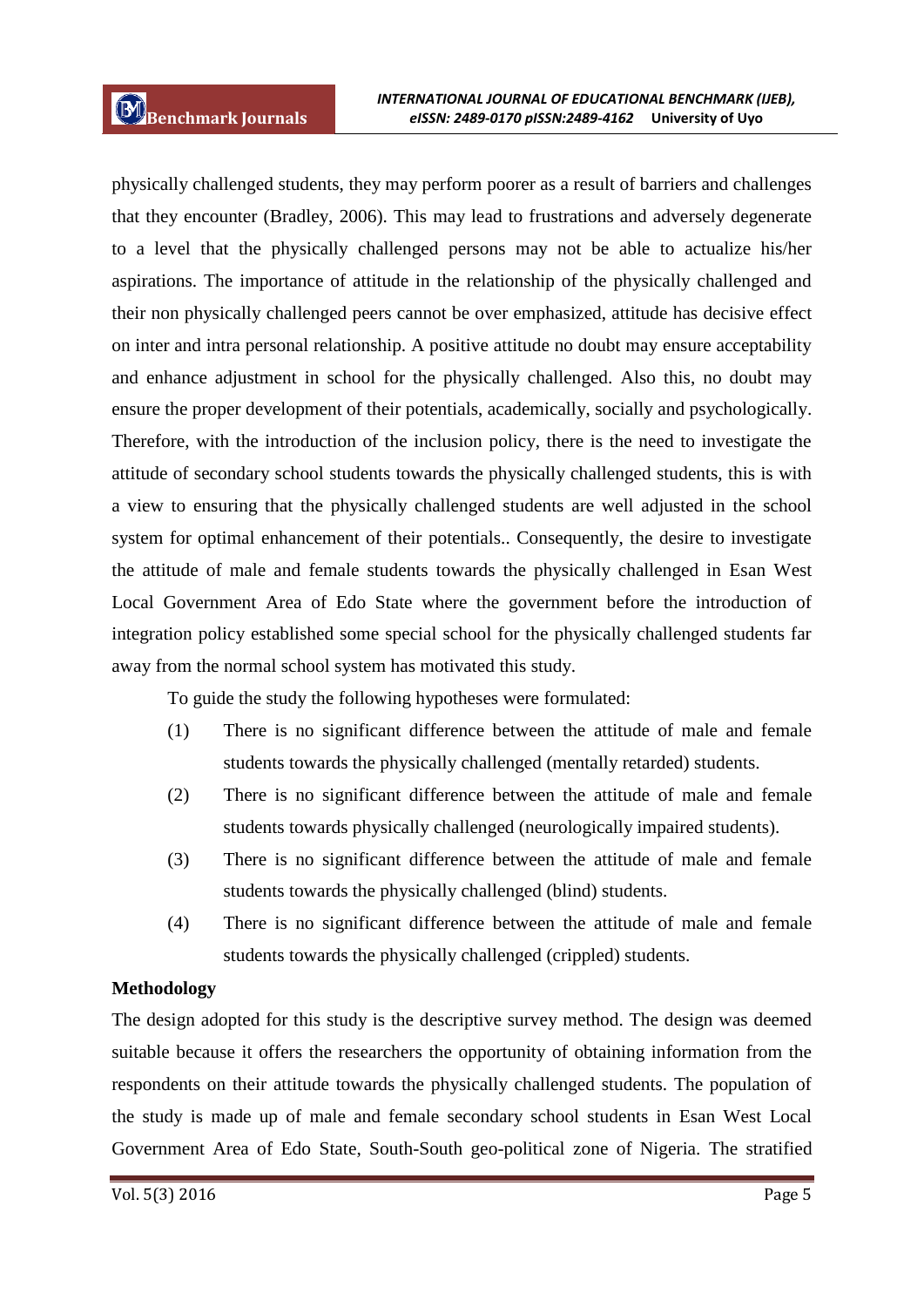physically challenged students, they may perform poorer as a result of barriers and challenges that they encounter (Bradley, 2006). This may lead to frustrations and adversely degenerate to a level that the physically challenged persons may not be able to actualize his/her aspirations. The importance of attitude in the relationship of the physically challenged and their non physically challenged peers cannot be over emphasized, attitude has decisive effect on inter and intra personal relationship. A positive attitude no doubt may ensure acceptability and enhance adjustment in school for the physically challenged. Also this, no doubt may ensure the proper development of their potentials, academically, socially and psychologically. Therefore, with the introduction of the inclusion policy, there is the need to investigate the attitude of secondary school students towards the physically challenged students, this is with a view to ensuring that the physically challenged students are well adjusted in the school system for optimal enhancement of their potentials.. Consequently, the desire to investigate the attitude of male and female students towards the physically challenged in Esan West Local Government Area of Edo State where the government before the introduction of integration policy established some special school for the physically challenged students far away from the normal school system has motivated this study.

To guide the study the following hypotheses were formulated:

(1) There is no significant difference between the attitude of male and female students towards the physically challenged (mentally retarded) students.

(2) There is no significant difference between the attitude of male and female students towards physically challenged (neurologically impaired students).

(3) There is no significant difference between the attitude of male and female students towards the physically challenged (blind) students.

(4) There is no significant difference between the attitude of male and female students towards the physically challenged (crippled) students.

**Methodology**

The design adopted for this study is the descriptive survey method. The design was deemed suitable because it offers the researchers the opportunity of obtaining information from the respondents on their attitude towards the physically challenged students. The population of the study is made up of male and female secondary school students in Esan West Local Government Area of Edo State, South-South geo-political zone of Nigeria. The stratified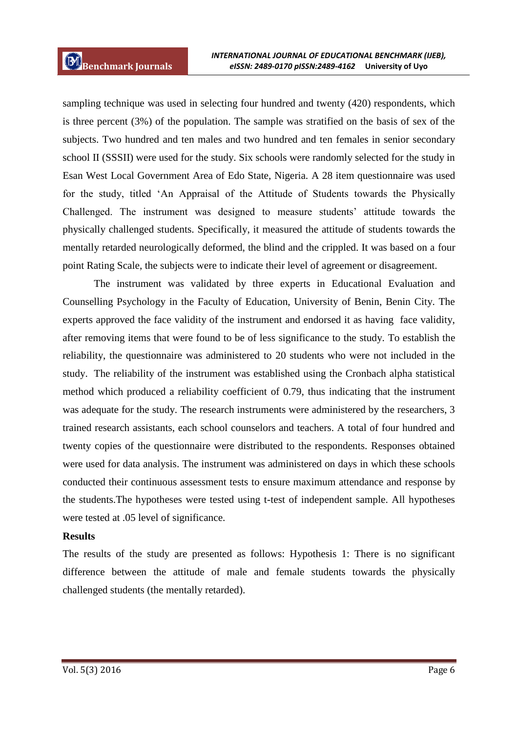sampling technique was used in selecting four hundred and twenty (420) respondents, which is three percent (3%) of the population. The sample was stratified on the basis of sex of the subjects. Two hundred and ten males and two hundred and ten females in senior secondary school II (SSSII) were used for the study. Six schools were randomly selected for the study in Esan West Local Government Area of Edo State, Nigeria. A 28 item questionnaire was used for the study, titled 'An Appraisal of the Attitude of Students towards the Physically Challenged. The instrument was designed to measure students' attitude towards the physically challenged students. Specifically, it measured the attitude of students towards the mentally retarded neurologically deformed, the blind and the crippled. It was based on a four point Rating Scale, the subjects were to indicate their level of agreement or disagreement.

The instrument was validated by three experts in Educational Evaluation and Counselling Psychology in the Faculty of Education, University of Benin, Benin City. The experts approved the face validity of the instrument and endorsed it as having face validity, after removing items that were found to be of less significance to the study. To establish the reliability, the questionnaire was administered to 20 students who were not included in the study. The reliability of the instrument was established using the Cronbach alpha statistical method which produced a reliability coefficient of 0.79, thus indicating that the instrument was adequate for the study. The research instruments were administered by the researchers, 3 trained research assistants, each school counselors and teachers. A total of four hundred and twenty copies of the questionnaire were distributed to the respondents. Responses obtained were used for data analysis. The instrument was administered on days in which these schools conducted their continuous assessment tests to ensure maximum attendance and response by the students.The hypotheses were tested using t-test of independent sample. All hypotheses were tested at .05 level of significance.

**Results**

The results of the study are presented as follows: Hypothesis 1: There is no significant difference between the attitude of male and female students towards the physically challenged students (the mentally retarded).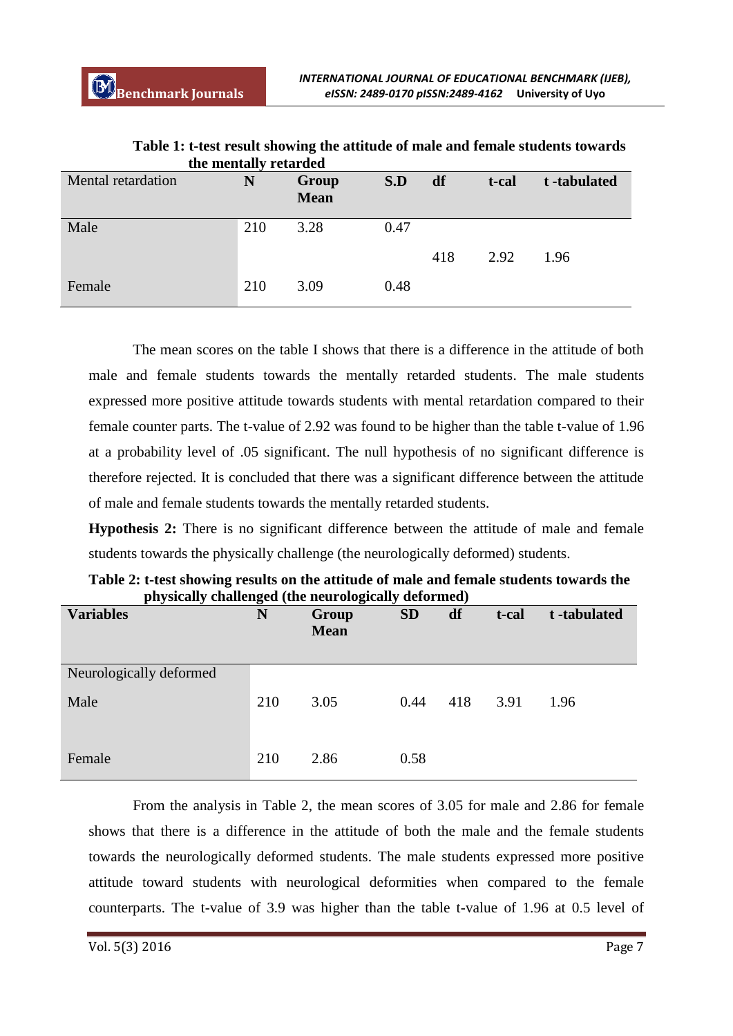**Table 1: t-test result showing the attitude of male and female students towards the mentally retarded**

| Mental retardation | N | Group Mean | S.D | df | t-cal | t -tabulated |
|---|---|---|---|---|---|---|
| Male | 210 | 3.28 | 0.47 | | | |
| | | | | 418 | 2.92 | 1.96 |
| Female | 210 | 3.09 | 0.48 | | | |

The mean scores on the table I shows that there is a difference in the attitude of both male and female students towards the mentally retarded students. The male students expressed more positive attitude towards students with mental retardation compared to their female counter parts. The t-value of 2.92 was found to be higher than the table t-value of 1.96 at a probability level of .05 significant. The null hypothesis of no significant difference is therefore rejected. It is concluded that there was a significant difference between the attitude of male and female students towards the mentally retarded students.

**Hypothesis 2:** There is no significant difference between the attitude of male and female students towards the physically challenge (the neurologically deformed) students.

**Table 2: t-test showing results on the attitude of male and female students towards the physically challenged (the neurologically deformed)**

| Variables | N | Group Mean | SD | df | t-cal | t -tabulated |
|---|---|---|---|---|---|---|
| Neurologically deformed | | | | | | |
| Male | 210 | 3.05 | 0.44 | 418 | 3.91 | 1.96 |
| Female | 210 | 2.86 | 0.58 | | | |

From the analysis in Table 2, the mean scores of 3.05 for male and 2.86 for female shows that there is a difference in the attitude of both the male and the female students towards the neurologically deformed students. The male students expressed more positive attitude toward students with neurological deformities when compared to the female counterparts. The t-value of 3.9 was higher than the table t-value of 1.96 at 0.5 level of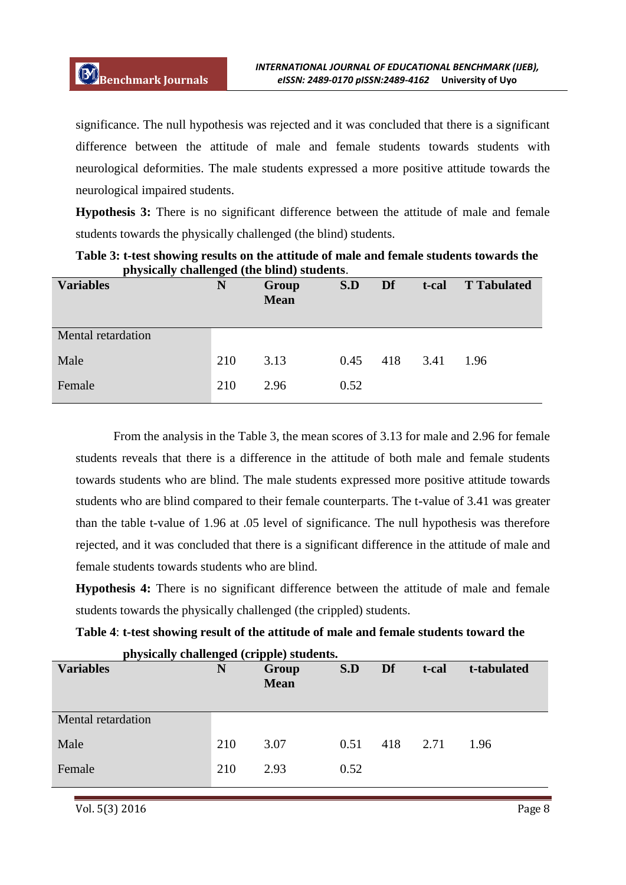significance. The null hypothesis was rejected and it was concluded that there is a significant difference between the attitude of male and female students towards students with neurological deformities. The male students expressed a more positive attitude towards the neurological impaired students.

**Hypothesis 3:** There is no significant difference between the attitude of male and female students towards the physically challenged (the blind) students.

**Table 3: t-test showing results on the attitude of male and female students towards the physically challenged (the blind) students**.

| Variables | N | Group Mean | S.D | Df | t-cal | T Tabulated |
|---|---|---|---|---|---|---|
| Mental retardation | | | | | | |
| Male | 210 | 3.13 | 0.45 | 418 | 3.41 | 1.96 |
| Female | 210 | 2.96 | 0.52 | | | |

From the analysis in the Table 3, the mean scores of 3.13 for male and 2.96 for female students reveals that there is a difference in the attitude of both male and female students towards students who are blind. The male students expressed more positive attitude towards students who are blind compared to their female counterparts. The t-value of 3.41 was greater than the table t-value of 1.96 at .05 level of significance. The null hypothesis was therefore rejected, and it was concluded that there is a significant difference in the attitude of male and female students towards students who are blind.

**Hypothesis 4:** There is no significant difference between the attitude of male and female students towards the physically challenged (the crippled) students.

**Table 4**: **t-test showing result of the attitude of male and female students toward the physically challenged (cripple) students.**

| Variables | N | Group Mean | S.D | Df | t-cal | t-tabulated |
|---|---|---|---|---|---|---|
| Mental retardation | | | | | | |
| Male | 210 | 3.07 | 0.51 | 418 | 2.71 | 1.96 |
| Female | 210 | 2.93 | 0.52 | | | |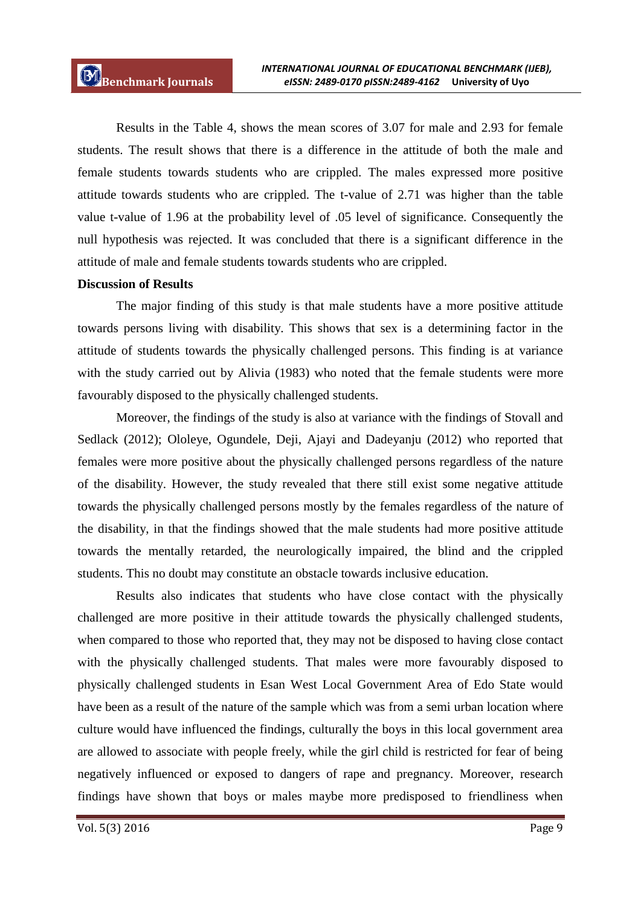Results in the Table 4, shows the mean scores of 3.07 for male and 2.93 for female students. The result shows that there is a difference in the attitude of both the male and female students towards students who are crippled. The males expressed more positive attitude towards students who are crippled. The t-value of 2.71 was higher than the table value t-value of 1.96 at the probability level of .05 level of significance. Consequently the null hypothesis was rejected. It was concluded that there is a significant difference in the attitude of male and female students towards students who are crippled.

**Discussion of Results**

The major finding of this study is that male students have a more positive attitude towards persons living with disability. This shows that sex is a determining factor in the attitude of students towards the physically challenged persons. This finding is at variance with the study carried out by Alivia (1983) who noted that the female students were more favourably disposed to the physically challenged students.

Moreover, the findings of the study is also at variance with the findings of Stovall and Sedlack (2012); Ololeye, Ogundele, Deji, Ajayi and Dadeyanju (2012) who reported that females were more positive about the physically challenged persons regardless of the nature of the disability. However, the study revealed that there still exist some negative attitude towards the physically challenged persons mostly by the females regardless of the nature of the disability, in that the findings showed that the male students had more positive attitude towards the mentally retarded, the neurologically impaired, the blind and the crippled students. This no doubt may constitute an obstacle towards inclusive education.

Results also indicates that students who have close contact with the physically challenged are more positive in their attitude towards the physically challenged students, when compared to those who reported that, they may not be disposed to having close contact with the physically challenged students. That males were more favourably disposed to physically challenged students in Esan West Local Government Area of Edo State would have been as a result of the nature of the sample which was from a semi urban location where culture would have influenced the findings, culturally the boys in this local government area are allowed to associate with people freely, while the girl child is restricted for fear of being negatively influenced or exposed to dangers of rape and pregnancy. Moreover, research findings have shown that boys or males maybe more predisposed to friendliness when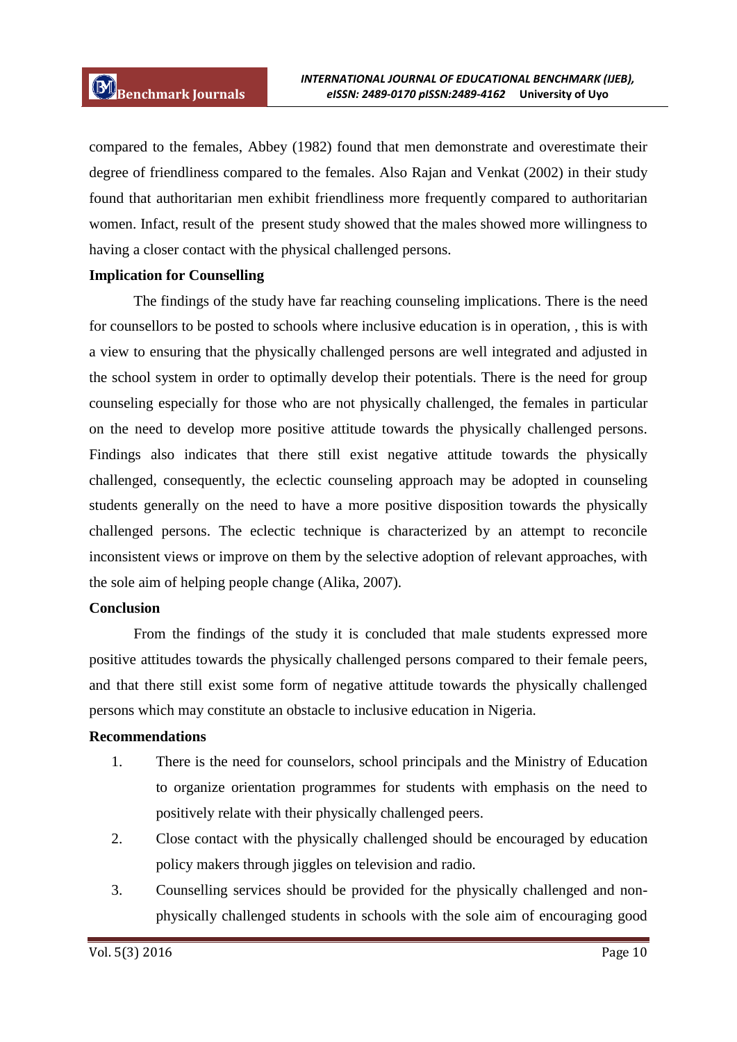compared to the females, Abbey (1982) found that men demonstrate and overestimate their degree of friendliness compared to the females. Also Rajan and Venkat (2002) in their study found that authoritarian men exhibit friendliness more frequently compared to authoritarian women. Infact, result of the present study showed that the males showed more willingness to having a closer contact with the physical challenged persons.

**Implication for Counselling**

The findings of the study have far reaching counseling implications. There is the need for counsellors to be posted to schools where inclusive education is in operation, , this is with a view to ensuring that the physically challenged persons are well integrated and adjusted in the school system in order to optimally develop their potentials. There is the need for group counseling especially for those who are not physically challenged, the females in particular on the need to develop more positive attitude towards the physically challenged persons. Findings also indicates that there still exist negative attitude towards the physically challenged, consequently, the eclectic counseling approach may be adopted in counseling students generally on the need to have a more positive disposition towards the physically challenged persons. The eclectic technique is characterized by an attempt to reconcile inconsistent views or improve on them by the selective adoption of relevant approaches, with the sole aim of helping people change (Alika, 2007).

**Conclusion**

From the findings of the study it is concluded that male students expressed more positive attitudes towards the physically challenged persons compared to their female peers, and that there still exist some form of negative attitude towards the physically challenged persons which may constitute an obstacle to inclusive education in Nigeria.

**Recommendations**

1. There is the need for counselors, school principals and the Ministry of Education to organize orientation programmes for students with emphasis on the need to positively relate with their physically challenged peers.
2. Close contact with the physically challenged should be encouraged by education policy makers through jiggles on television and radio.
3. Counselling services should be provided for the physically challenged and non-physically challenged students in schools with the sole aim of encouraging good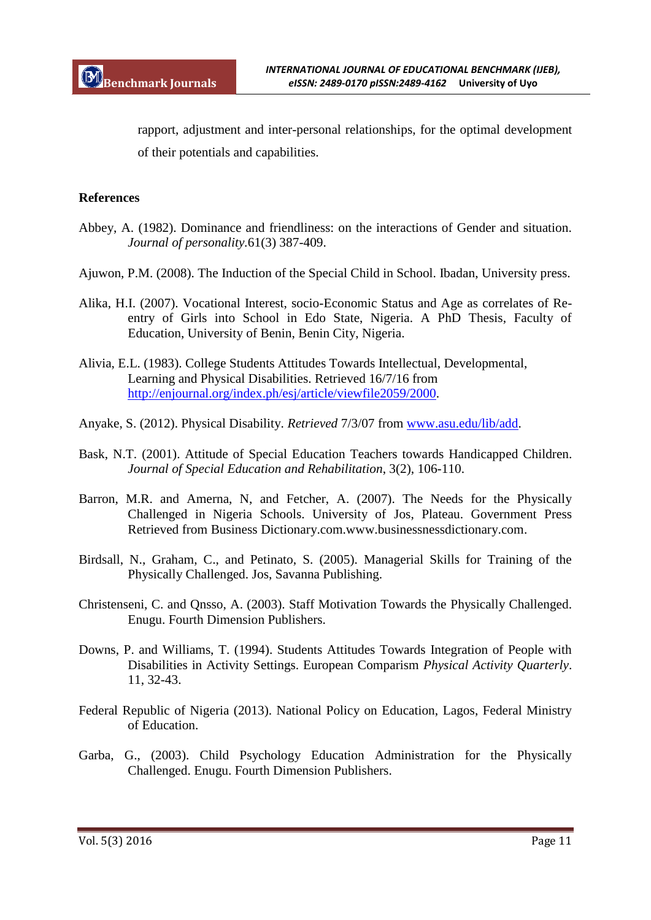rapport, adjustment and inter-personal relationships, for the optimal development of their potentials and capabilities.

## References

Abbey, A. (1982). Dominance and friendliness: on the interactions of Gender and situation. *Journal of personality*.61(3) 387-409.

Ajuwon, P.M. (2008). The Induction of the Special Child in School. Ibadan, University press.

Alika, H.I. (2007). Vocational Interest, socio-Economic Status and Age as correlates of Re-entry of Girls into School in Edo State, Nigeria. A PhD Thesis, Faculty of Education, University of Benin, Benin City, Nigeria.

Alivia, E.L. (1983). College Students Attitudes Towards Intellectual, Developmental, Learning and Physical Disabilities. Retrieved 16/7/16 from http://enjournal.org/index.ph/esj/article/viewfile2059/2000.

Anyake, S. (2012). Physical Disability. *Retrieved* 7/3/07 from www.asu.edu/lib/add.

Bask, N.T. (2001). Attitude of Special Education Teachers towards Handicapped Children. *Journal of Special Education and Rehabilitation*, 3(2), 106-110.

Barron, M.R. and Amerna, N, and Fetcher, A. (2007). The Needs for the Physically Challenged in Nigeria Schools. University of Jos, Plateau. Government Press Retrieved from Business Dictionary.com.www.businessnessdictionary.com.

Birdsall, N., Graham, C., and Petinato, S. (2005). Managerial Skills for Training of the Physically Challenged. Jos, Savanna Publishing.

Christenseni, C. and Qnsso, A. (2003). Staff Motivation Towards the Physically Challenged. Enugu. Fourth Dimension Publishers.

Downs, P. and Williams, T. (1994). Students Attitudes Towards Integration of People with Disabilities in Activity Settings. European Comparism *Physical Activity Quarterly*. 11, 32-43.

Federal Republic of Nigeria (2013). National Policy on Education, Lagos, Federal Ministry of Education.

Garba, G., (2003). Child Psychology Education Administration for the Physically Challenged. Enugu. Fourth Dimension Publishers.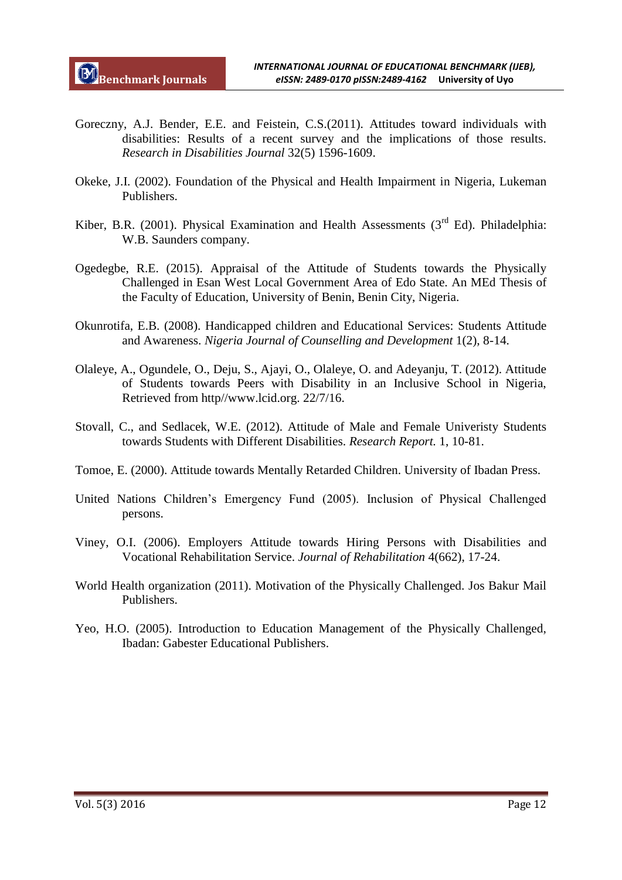Goreczny, A.J. Bender, E.E. and Feistein, C.S.(2011). Attitudes toward individuals with disabilities: Results of a recent survey and the implications of those results. *Research in Disabilities Journal* 32(5) 1596-1609.

Okeke, J.I. (2002). Foundation of the Physical and Health Impairment in Nigeria, Lukeman Publishers.

Kiber, B.R. (2001). Physical Examination and Health Assessments (3rd Ed). Philadelphia: W.B. Saunders company.

Ogedegbe, R.E. (2015). Appraisal of the Attitude of Students towards the Physically Challenged in Esan West Local Government Area of Edo State. An MEd Thesis of the Faculty of Education, University of Benin, Benin City, Nigeria.

Okunrotifa, E.B. (2008). Handicapped children and Educational Services: Students Attitude and Awareness. *Nigeria Journal of Counselling and Development* 1(2), 8-14.

Olaleye, A., Ogundele, O., Deju, S., Ajayi, O., Olaleye, O. and Adeyanju, T. (2012). Attitude of Students towards Peers with Disability in an Inclusive School in Nigeria, Retrieved from http//www.lcid.org. 22/7/16.

Stovall, C., and Sedlacek, W.E. (2012). Attitude of Male and Female Univeristy Students towards Students with Different Disabilities. *Research Report.* 1, 10-81.

Tomoe, E. (2000). Attitude towards Mentally Retarded Children. University of Ibadan Press.

United Nations Children's Emergency Fund (2005). Inclusion of Physical Challenged persons.

Viney, O.I. (2006). Employers Attitude towards Hiring Persons with Disabilities and Vocational Rehabilitation Service. *Journal of Rehabilitation* 4(662), 17-24.

World Health organization (2011). Motivation of the Physically Challenged. Jos Bakur Mail Publishers.

Yeo, H.O. (2005). Introduction to Education Management of the Physically Challenged, Ibadan: Gabester Educational Publishers.